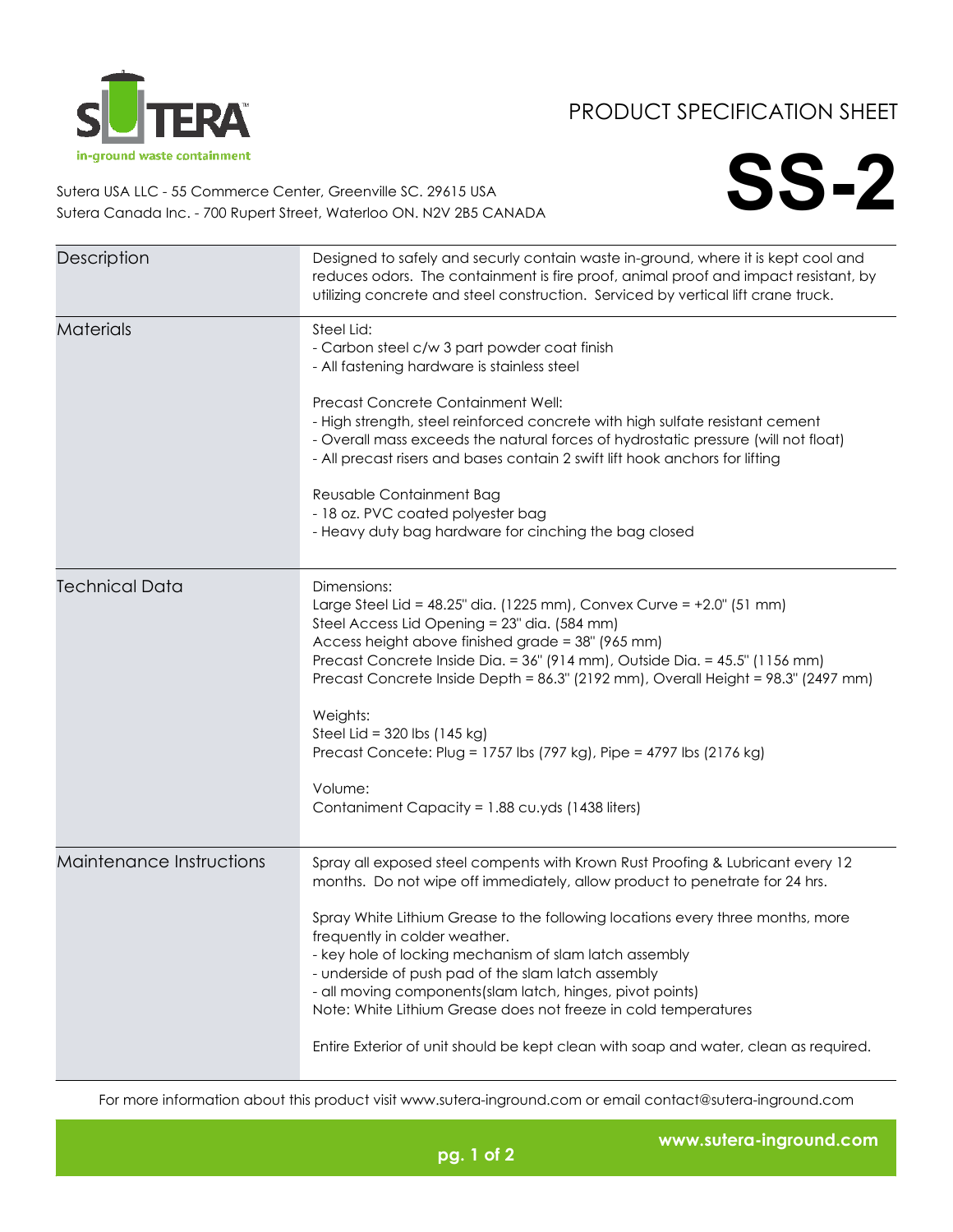# PRODUCT SPECIFICATION SHEET

# SS-2

in-ground waste containment

Sutera USA LLC - 55 Commerce Center, Greenville SC. 29615 USA
Sutera Canada Inc. - 700 Rupert Street, Waterloo ON. N2V 2B5 CANADA

| | |
|---|---|
| Description | Designed to safely and securly contain waste in-ground, where it is kept cool and reduces odors. The containment is fire proof, animal proof and impact resistant, by utilizing concrete and steel construction. Serviced by vertical lift crane truck. |
| Materials | Steel Lid:<br>- Carbon steel c/w 3 part powder coat finish<br>- All fastening hardware is stainless steel<br><br>Precast Concrete Containment Well:<br>- High strength, steel reinforced concrete with high sulfate resistant cement<br>- Overall mass exceeds the natural forces of hydrostatic pressure (will not float)<br>- All precast risers and bases contain 2 swift lift hook anchors for lifting<br><br>Reusable Containment Bag<br>- 18 oz. PVC coated polyester bag<br>- Heavy duty bag hardware for cinching the bag closed |
| Technical Data | Dimensions:<br>Large Steel Lid = 48.25" dia. (1225 mm), Convex Curve = +2.0" (51 mm)<br>Steel Access Lid Opening = 23" dia. (584 mm)<br>Access height above finished grade = 38" (965 mm)<br>Precast Concrete Inside Dia. = 36" (914 mm), Outside Dia. = 45.5" (1156 mm)<br>Precast Concrete Inside Depth = 86.3" (2192 mm), Overall Height = 98.3" (2497 mm)<br><br>Weights:<br>Steel Lid = 320 lbs (145 kg)<br>Precast Concete: Plug = 1757 lbs (797 kg), Pipe = 4797 lbs (2176 kg)<br><br>Volume:<br>Contaniment Capacity = 1.88 cu.yds (1438 liters) |
| Maintenance Instructions | Spray all exposed steel compents with Krown Rust Proofing & Lubricant every 12 months. Do not wipe off immediately, allow product to penetrate for 24 hrs.<br><br>Spray White Lithium Grease to the following locations every three months, more frequently in colder weather.<br>- key hole of locking mechanism of slam latch assembly<br>- underside of push pad of the slam latch assembly<br>- all moving components(slam latch, hinges, pivot points)<br>Note: White Lithium Grease does not freeze in cold temperatures<br><br>Entire Exterior of unit should be kept clean with soap and water, clean as required. |

For more information about this product visit www.sutera-inground.com or email contact@sutera-inground.com

www.sutera-inground.com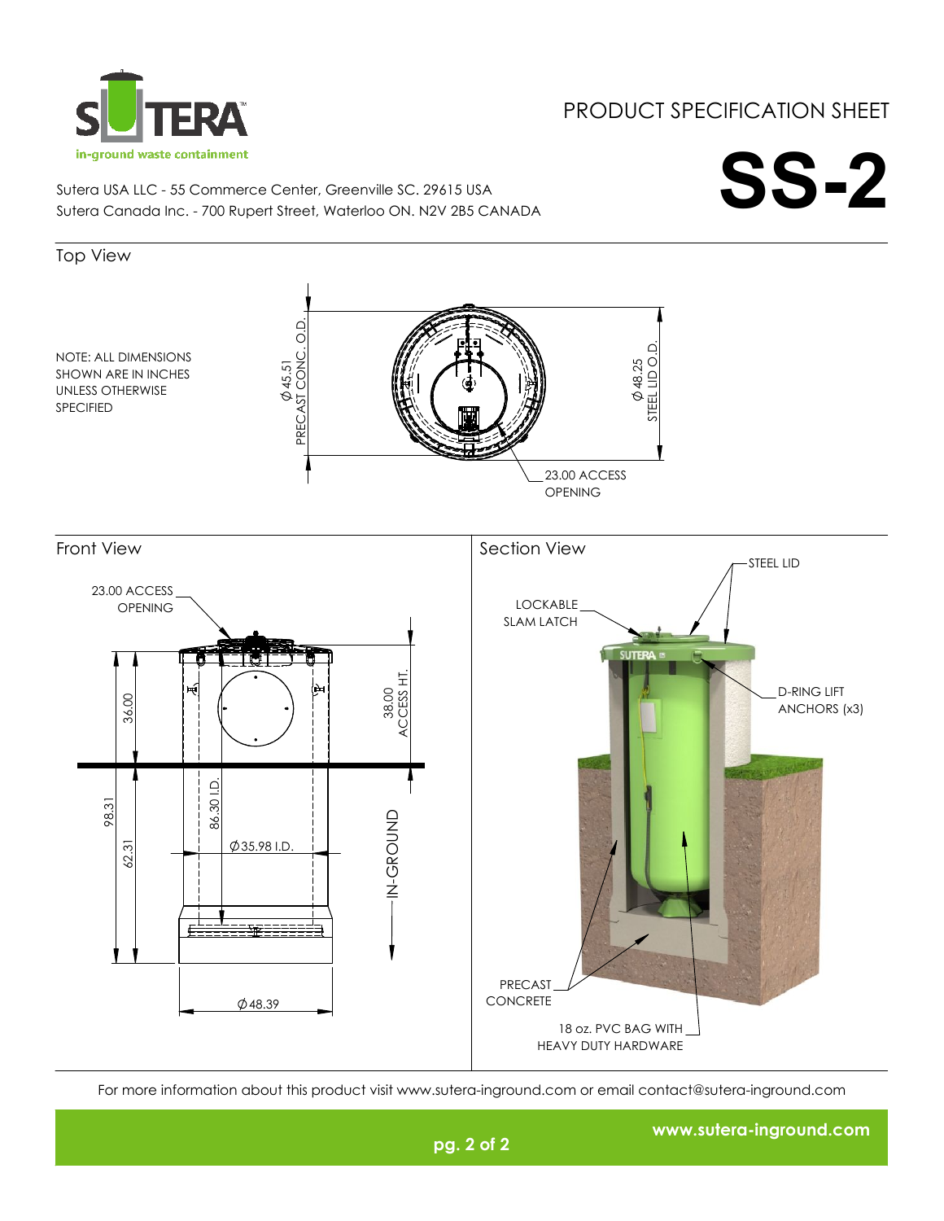SUTERA™
in-ground waste containment

# PRODUCT SPECIFICATION SHEET

# SS-2

Sutera USA LLC - 55 Commerce Center, Greenville SC. 29615 USA
Sutera Canada Inc. - 700 Rupert Street, Waterloo ON. N2V 2B5 CANADA

## Top View

NOTE: ALL DIMENSIONS SHOWN ARE IN INCHES UNLESS OTHERWISE SPECIFIED

Ø 45.51 PRECAST CONC. O.D.

Ø 48.25 STEEL LID O.D.

23.00 ACCESS OPENING

## Front View

23.00 ACCESS OPENING

36.00

38.00 ACCESS HT.

98.31

62.31

86.30 I.D.

Ø35.98 I.D.

IN-GROUND

Ø48.39

## Section View

STEEL LID

LOCKABLE SLAM LATCH

D-RING LIFT ANCHORS (x3)

PRECAST CONCRETE

18 oz. PVC BAG WITH HEAVY DUTY HARDWARE

For more information about this product visit www.sutera-inground.com or email contact@sutera-inground.com

www.sutera-inground.com